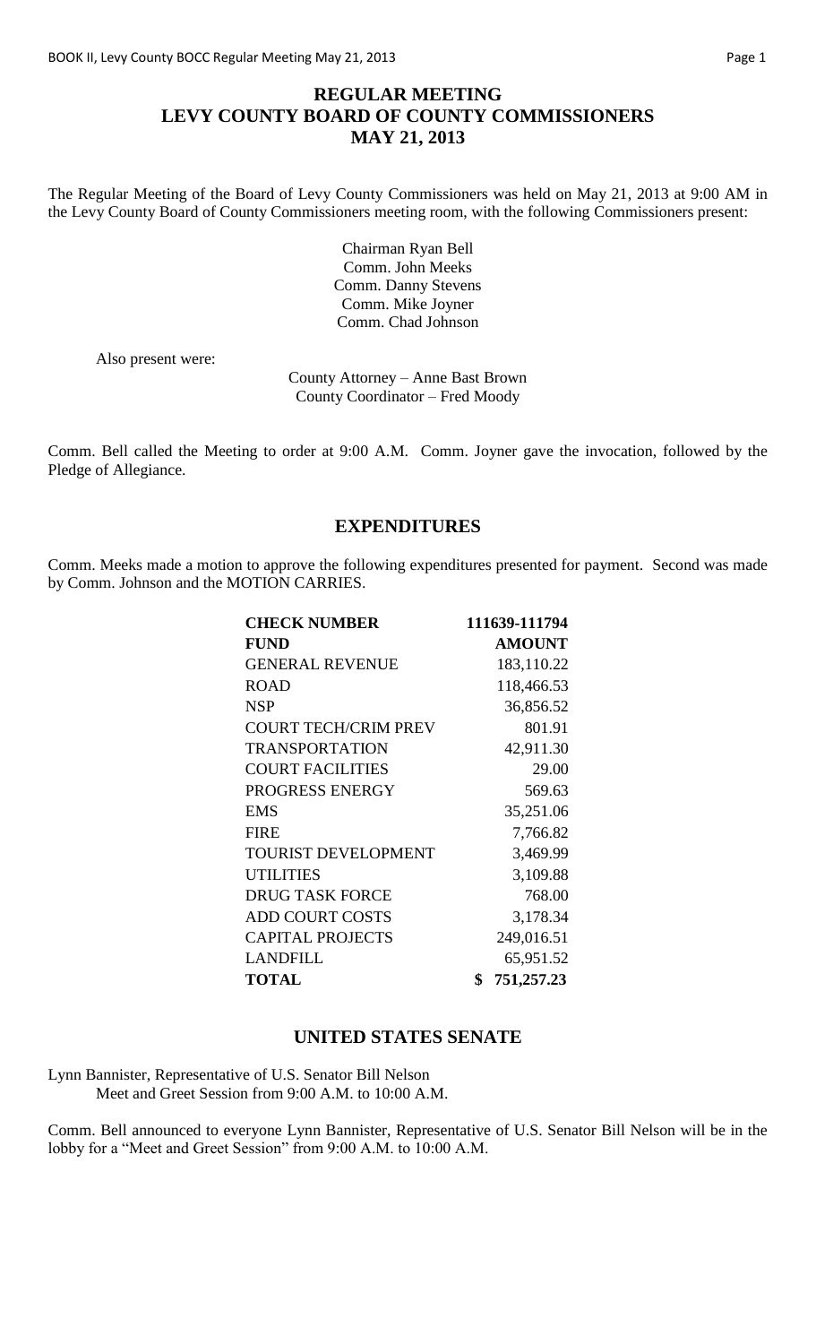# REGULAR MEETING
# LEVY COUNTY BOARD OF COUNTY COMMISSIONERS
# MAY 21, 2013

The Regular Meeting of the Board of Levy County Commissioners was held on May 21, 2013 at 9:00 AM in the Levy County Board of County Commissioners meeting room, with the following Commissioners present:

Chairman Ryan Bell
Comm. John Meeks
Comm. Danny Stevens
Comm. Mike Joyner
Comm. Chad Johnson

Also present were:

County Attorney – Anne Bast Brown
County Coordinator – Fred Moody

Comm. Bell called the Meeting to order at 9:00 A.M. Comm. Joyner gave the invocation, followed by the Pledge of Allegiance.

## EXPENDITURES

Comm. Meeks made a motion to approve the following expenditures presented for payment. Second was made by Comm. Johnson and the MOTION CARRIES.

| **CHECK NUMBER** | **111639-111794** |
|---|---|
| **FUND** | **AMOUNT** |
| GENERAL REVENUE | 183,110.22 |
| ROAD | 118,466.53 |
| NSP | 36,856.52 |
| COURT TECH/CRIM PREV | 801.91 |
| TRANSPORTATION | 42,911.30 |
| COURT FACILITIES | 29.00 |
| PROGRESS ENERGY | 569.63 |
| EMS | 35,251.06 |
| FIRE | 7,766.82 |
| TOURIST DEVELOPMENT | 3,469.99 |
| UTILITIES | 3,109.88 |
| DRUG TASK FORCE | 768.00 |
| ADD COURT COSTS | 3,178.34 |
| CAPITAL PROJECTS | 249,016.51 |
| LANDFILL | 65,951.52 |
| **TOTAL** | **$ 751,257.23** |

## UNITED STATES SENATE

Lynn Bannister, Representative of U.S. Senator Bill Nelson
Meet and Greet Session from 9:00 A.M. to 10:00 A.M.

Comm. Bell announced to everyone Lynn Bannister, Representative of U.S. Senator Bill Nelson will be in the lobby for a "Meet and Greet Session" from 9:00 A.M. to 10:00 A.M.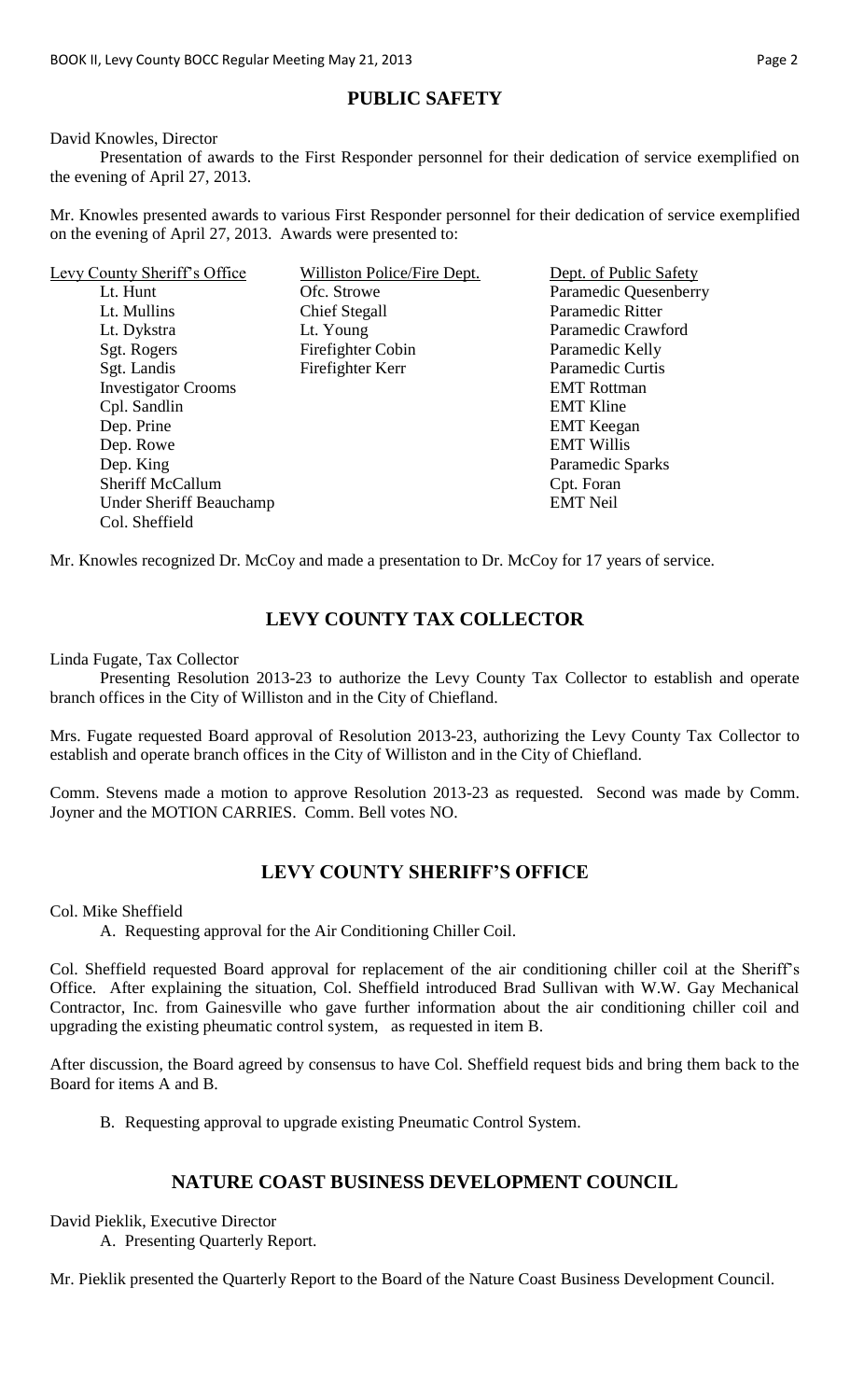## PUBLIC SAFETY

David Knowles, Director

Presentation of awards to the First Responder personnel for their dedication of service exemplified on the evening of April 27, 2013.

Mr. Knowles presented awards to various First Responder personnel for their dedication of service exemplified on the evening of April 27, 2013. Awards were presented to:

| Levy County Sheriff's Office | Williston Police/Fire Dept. | Dept. of Public Safety |
|---|---|---|
| Lt. Hunt | Ofc. Strowe | Paramedic Quesenberry |
| Lt. Mullins | Chief Stegall | Paramedic Ritter |
| Lt. Dykstra | Lt. Young | Paramedic Crawford |
| Sgt. Rogers | Firefighter Cobin | Paramedic Kelly |
| Sgt. Landis | Firefighter Kerr | Paramedic Curtis |
| Investigator Crooms | | EMT Rottman |
| Cpl. Sandlin | | EMT Kline |
| Dep. Prine | | EMT Keegan |
| Dep. Rowe | | EMT Willis |
| Dep. King | | Paramedic Sparks |
| Sheriff McCallum | | Cpt. Foran |
| Under Sheriff Beauchamp | | EMT Neil |
| Col. Sheffield | | |

Mr. Knowles recognized Dr. McCoy and made a presentation to Dr. McCoy for 17 years of service.

## LEVY COUNTY TAX COLLECTOR

Linda Fugate, Tax Collector

Presenting Resolution 2013-23 to authorize the Levy County Tax Collector to establish and operate branch offices in the City of Williston and in the City of Chiefland.

Mrs. Fugate requested Board approval of Resolution 2013-23, authorizing the Levy County Tax Collector to establish and operate branch offices in the City of Williston and in the City of Chiefland.

Comm. Stevens made a motion to approve Resolution 2013-23 as requested. Second was made by Comm. Joyner and the MOTION CARRIES. Comm. Bell votes NO.

## LEVY COUNTY SHERIFF'S OFFICE

Col. Mike Sheffield

A. Requesting approval for the Air Conditioning Chiller Coil.

Col. Sheffield requested Board approval for replacement of the air conditioning chiller coil at the Sheriff's Office. After explaining the situation, Col. Sheffield introduced Brad Sullivan with W.W. Gay Mechanical Contractor, Inc. from Gainesville who gave further information about the air conditioning chiller coil and upgrading the existing pheumatic control system, as requested in item B.

After discussion, the Board agreed by consensus to have Col. Sheffield request bids and bring them back to the Board for items A and B.

B. Requesting approval to upgrade existing Pneumatic Control System.

## NATURE COAST BUSINESS DEVELOPMENT COUNCIL

David Pieklik, Executive Director

A. Presenting Quarterly Report.

Mr. Pieklik presented the Quarterly Report to the Board of the Nature Coast Business Development Council.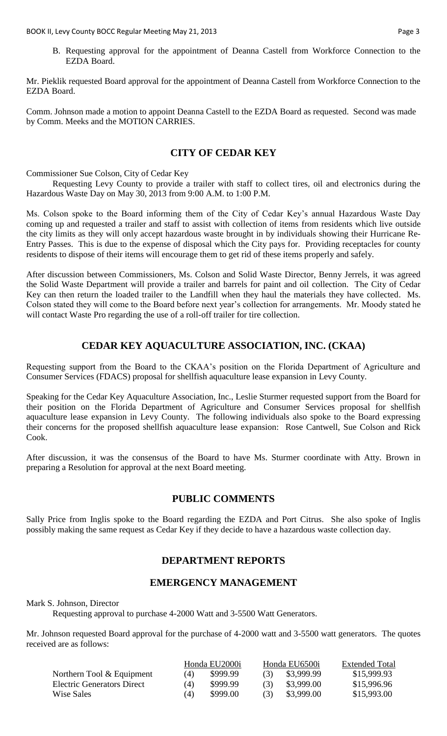B. Requesting approval for the appointment of Deanna Castell from Workforce Connection to the EZDA Board.

Mr. Pieklik requested Board approval for the appointment of Deanna Castell from Workforce Connection to the EZDA Board.

Comm. Johnson made a motion to appoint Deanna Castell to the EZDA Board as requested. Second was made by Comm. Meeks and the MOTION CARRIES.

## CITY OF CEDAR KEY

Commissioner Sue Colson, City of Cedar Key

Requesting Levy County to provide a trailer with staff to collect tires, oil and electronics during the Hazardous Waste Day on May 30, 2013 from 9:00 A.M. to 1:00 P.M.

Ms. Colson spoke to the Board informing them of the City of Cedar Key's annual Hazardous Waste Day coming up and requested a trailer and staff to assist with collection of items from residents which live outside the city limits as they will only accept hazardous waste brought in by individuals showing their Hurricane Re-Entry Passes. This is due to the expense of disposal which the City pays for. Providing receptacles for county residents to dispose of their items will encourage them to get rid of these items properly and safely.

After discussion between Commissioners, Ms. Colson and Solid Waste Director, Benny Jerrels, it was agreed the Solid Waste Department will provide a trailer and barrels for paint and oil collection. The City of Cedar Key can then return the loaded trailer to the Landfill when they haul the materials they have collected. Ms. Colson stated they will come to the Board before next year's collection for arrangements. Mr. Moody stated he will contact Waste Pro regarding the use of a roll-off trailer for tire collection.

## CEDAR KEY AQUACULTURE ASSOCIATION, INC. (CKAA)

Requesting support from the Board to the CKAA's position on the Florida Department of Agriculture and Consumer Services (FDACS) proposal for shellfish aquaculture lease expansion in Levy County.

Speaking for the Cedar Key Aquaculture Association, Inc., Leslie Sturmer requested support from the Board for their position on the Florida Department of Agriculture and Consumer Services proposal for shellfish aquaculture lease expansion in Levy County. The following individuals also spoke to the Board expressing their concerns for the proposed shellfish aquaculture lease expansion: Rose Cantwell, Sue Colson and Rick Cook.

After discussion, it was the consensus of the Board to have Ms. Sturmer coordinate with Atty. Brown in preparing a Resolution for approval at the next Board meeting.

## PUBLIC COMMENTS

Sally Price from Inglis spoke to the Board regarding the EZDA and Port Citrus. She also spoke of Inglis possibly making the same request as Cedar Key if they decide to have a hazardous waste collection day.

## DEPARTMENT REPORTS

## EMERGENCY MANAGEMENT

Mark S. Johnson, Director

Requesting approval to purchase 4-2000 Watt and 3-5500 Watt Generators.

Mr. Johnson requested Board approval for the purchase of 4-2000 watt and 3-5500 watt generators. The quotes received are as follows:

| | Honda EU2000i | | Honda EU6500i | | Extended Total |
|---|---|---|---|---|---|
| Northern Tool & Equipment | (4) | $999.99 | (3) | $3,999.99 | $15,999.93 |
| Electric Generators Direct | (4) | $999.99 | (3) | $3,999.00 | $15,996.96 |
| Wise Sales | (4) | $999.00 | (3) | $3,999.00 | $15,993.00 |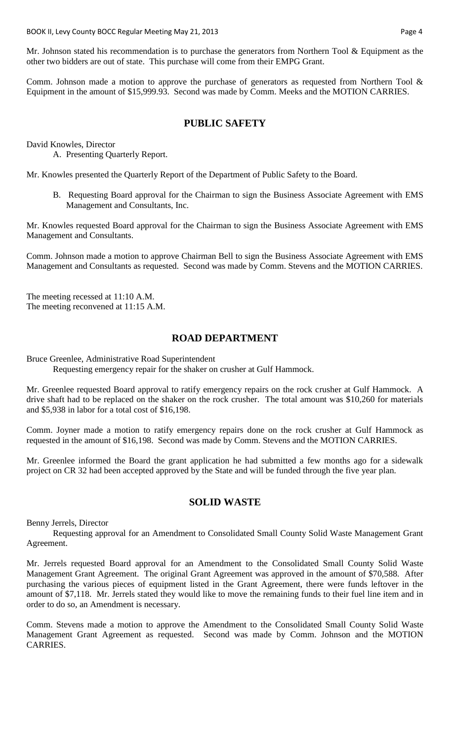Mr. Johnson stated his recommendation is to purchase the generators from Northern Tool & Equipment as the other two bidders are out of state. This purchase will come from their EMPG Grant.

Comm. Johnson made a motion to approve the purchase of generators as requested from Northern Tool & Equipment in the amount of $15,999.93. Second was made by Comm. Meeks and the MOTION CARRIES.

## PUBLIC SAFETY

David Knowles, Director

A. Presenting Quarterly Report.

Mr. Knowles presented the Quarterly Report of the Department of Public Safety to the Board.

B. Requesting Board approval for the Chairman to sign the Business Associate Agreement with EMS Management and Consultants, Inc.

Mr. Knowles requested Board approval for the Chairman to sign the Business Associate Agreement with EMS Management and Consultants.

Comm. Johnson made a motion to approve Chairman Bell to sign the Business Associate Agreement with EMS Management and Consultants as requested. Second was made by Comm. Stevens and the MOTION CARRIES.

The meeting recessed at 11:10 A.M.
The meeting reconvened at 11:15 A.M.

## ROAD DEPARTMENT

Bruce Greenlee, Administrative Road Superintendent

Requesting emergency repair for the shaker on crusher at Gulf Hammock.

Mr. Greenlee requested Board approval to ratify emergency repairs on the rock crusher at Gulf Hammock. A drive shaft had to be replaced on the shaker on the rock crusher. The total amount was $10,260 for materials and $5,938 in labor for a total cost of $16,198.

Comm. Joyner made a motion to ratify emergency repairs done on the rock crusher at Gulf Hammock as requested in the amount of $16,198. Second was made by Comm. Stevens and the MOTION CARRIES.

Mr. Greenlee informed the Board the grant application he had submitted a few months ago for a sidewalk project on CR 32 had been accepted approved by the State and will be funded through the five year plan.

## SOLID WASTE

Benny Jerrels, Director

Requesting approval for an Amendment to Consolidated Small County Solid Waste Management Grant Agreement.

Mr. Jerrels requested Board approval for an Amendment to the Consolidated Small County Solid Waste Management Grant Agreement. The original Grant Agreement was approved in the amount of $70,588. After purchasing the various pieces of equipment listed in the Grant Agreement, there were funds leftover in the amount of $7,118. Mr. Jerrels stated they would like to move the remaining funds to their fuel line item and in order to do so, an Amendment is necessary.

Comm. Stevens made a motion to approve the Amendment to the Consolidated Small County Solid Waste Management Grant Agreement as requested. Second was made by Comm. Johnson and the MOTION CARRIES.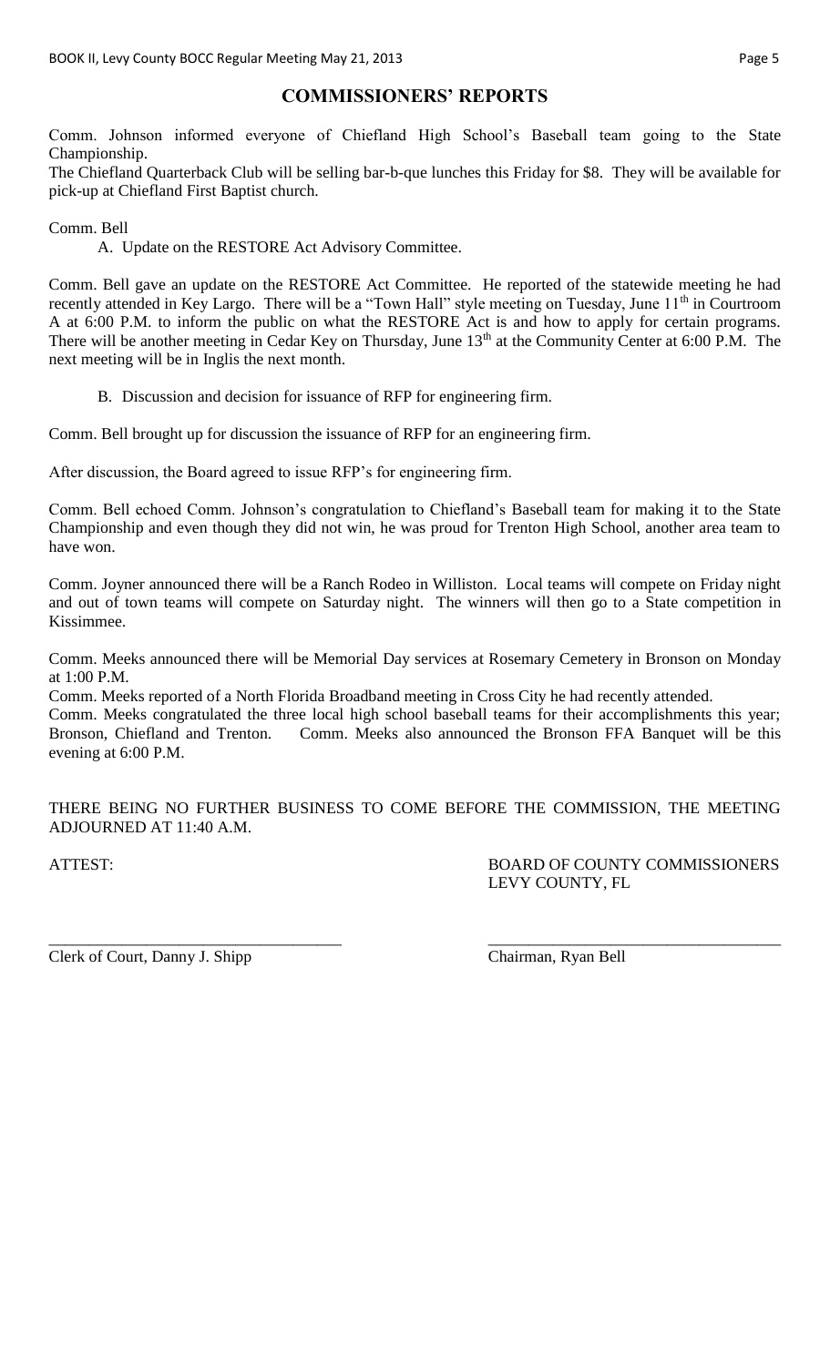## COMMISSIONERS' REPORTS

Comm. Johnson informed everyone of Chiefland High School's Baseball team going to the State Championship.
The Chiefland Quarterback Club will be selling bar-b-que lunches this Friday for $8. They will be available for pick-up at Chiefland First Baptist church.

Comm. Bell

A. Update on the RESTORE Act Advisory Committee.

Comm. Bell gave an update on the RESTORE Act Committee. He reported of the statewide meeting he had recently attended in Key Largo. There will be a "Town Hall" style meeting on Tuesday, June 11th in Courtroom A at 6:00 P.M. to inform the public on what the RESTORE Act is and how to apply for certain programs. There will be another meeting in Cedar Key on Thursday, June 13th at the Community Center at 6:00 P.M. The next meeting will be in Inglis the next month.

B. Discussion and decision for issuance of RFP for engineering firm.

Comm. Bell brought up for discussion the issuance of RFP for an engineering firm.

After discussion, the Board agreed to issue RFP's for engineering firm.

Comm. Bell echoed Comm. Johnson's congratulation to Chiefland's Baseball team for making it to the State Championship and even though they did not win, he was proud for Trenton High School, another area team to have won.

Comm. Joyner announced there will be a Ranch Rodeo in Williston. Local teams will compete on Friday night and out of town teams will compete on Saturday night. The winners will then go to a State competition in Kissimmee.

Comm. Meeks announced there will be Memorial Day services at Rosemary Cemetery in Bronson on Monday at 1:00 P.M.
Comm. Meeks reported of a North Florida Broadband meeting in Cross City he had recently attended.
Comm. Meeks congratulated the three local high school baseball teams for their accomplishments this year; Bronson, Chiefland and Trenton. Comm. Meeks also announced the Bronson FFA Banquet will be this evening at 6:00 P.M.

THERE BEING NO FURTHER BUSINESS TO COME BEFORE THE COMMISSION, THE MEETING ADJOURNED AT 11:40 A.M.

ATTEST:

BOARD OF COUNTY COMMISSIONERS
LEVY COUNTY, FL

\_\_\_\_\_\_\_\_\_\_\_\_\_\_\_\_\_\_\_\_\_\_\_\_\_\_\_\_\_\_\_\_\_\_\_\_
Clerk of Court, Danny J. Shipp

\_\_\_\_\_\_\_\_\_\_\_\_\_\_\_\_\_\_\_\_\_\_\_\_\_\_\_\_\_\_\_\_\_\_\_\_
Chairman, Ryan Bell